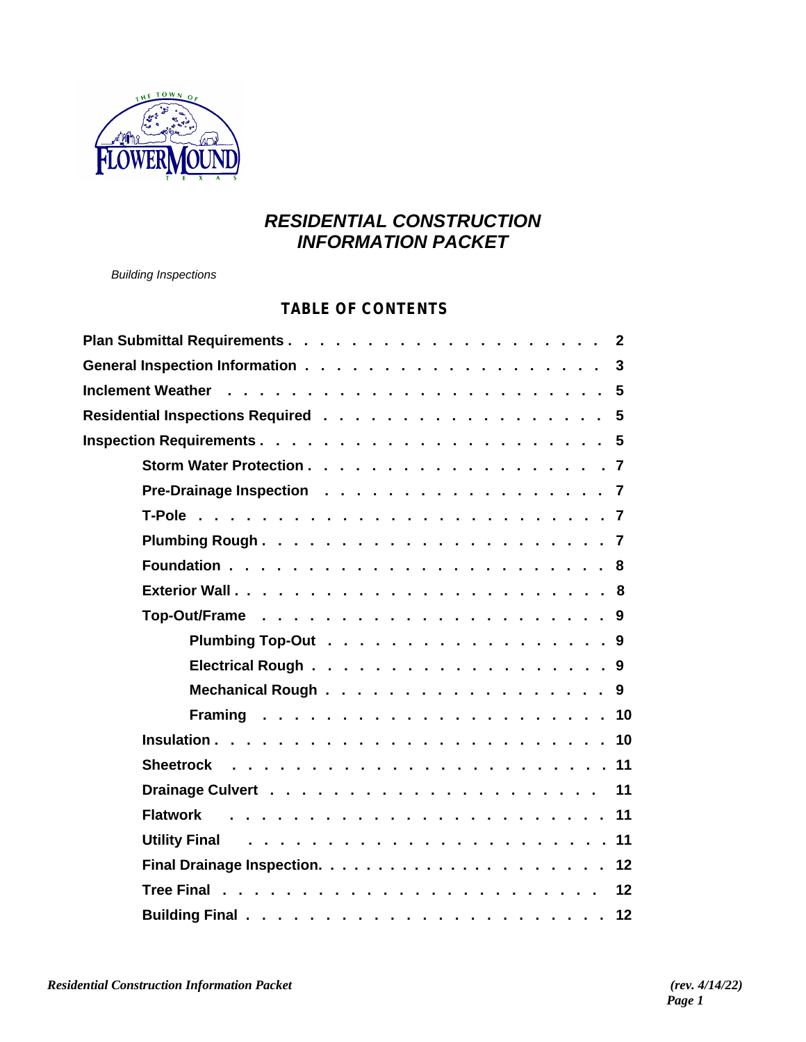# *RESIDENTIAL CONSTRUCTION INFORMATION PACKET*

*Building Inspections*

## TABLE OF CONTENTS

**Plan Submittal Requirements** . . . . . . . . . . . . . . . . . . . . . 2

**General Inspection Information** . . . . . . . . . . . . . . . . . . . . 3

**Inclement Weather** . . . . . . . . . . . . . . . . . . . . . . . . . 5

**Residential Inspections Required** . . . . . . . . . . . . . . . . . . 5

**Inspection Requirements** . . . . . . . . . . . . . . . . . . . . . . 5

- **Storm Water Protection** . . . . . . . . . . . . . . . . . . . . . 7
- **Pre-Drainage Inspection** . . . . . . . . . . . . . . . . . . . . 7
- **T-Pole** . . . . . . . . . . . . . . . . . . . . . . . . . . . . 7
- **Plumbing Rough** . . . . . . . . . . . . . . . . . . . . . . . . 7
- **Foundation** . . . . . . . . . . . . . . . . . . . . . . . . . . 8
- **Exterior Wall** . . . . . . . . . . . . . . . . . . . . . . . . . 8
- **Top-Out/Frame** . . . . . . . . . . . . . . . . . . . . . . . . 9
  - **Plumbing Top-Out** . . . . . . . . . . . . . . . . . . . . . 9
  - **Electrical Rough** . . . . . . . . . . . . . . . . . . . . . . 9
  - **Mechanical Rough** . . . . . . . . . . . . . . . . . . . . . 9
  - **Framing** . . . . . . . . . . . . . . . . . . . . . . . . . . 10
- **Insulation** . . . . . . . . . . . . . . . . . . . . . . . . . . 10
- **Sheetrock** . . . . . . . . . . . . . . . . . . . . . . . . . . 11
- **Drainage Culvert** . . . . . . . . . . . . . . . . . . . . . . . 11
- **Flatwork** . . . . . . . . . . . . . . . . . . . . . . . . . . . 11
- **Utility Final** . . . . . . . . . . . . . . . . . . . . . . . . . 11
- **Final Drainage Inspection**. . . . . . . . . . . . . . . . . . . . 12
- **Tree Final** . . . . . . . . . . . . . . . . . . . . . . . . . . 12
- **Building Final** . . . . . . . . . . . . . . . . . . . . . . . . 12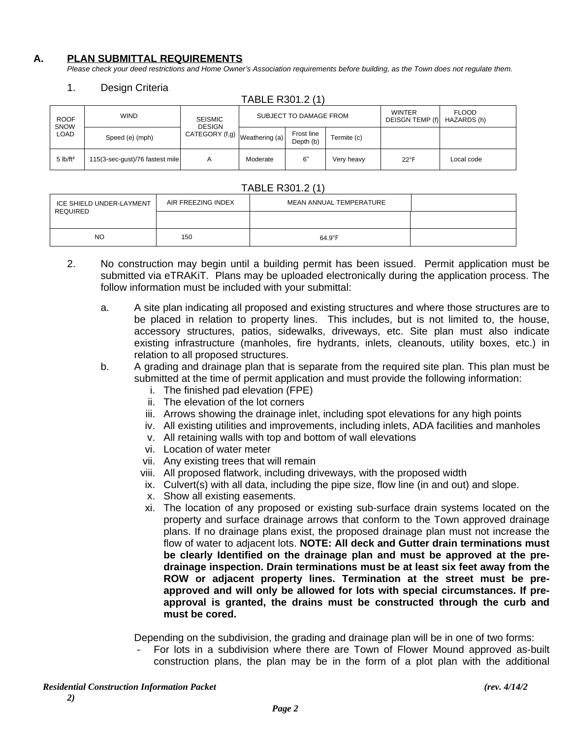## A. PLAN SUBMITTAL REQUIREMENTS

*Please check your deed restrictions and Home Owner's Association requirements before building, as the Town does not regulate them.*

1. Design Criteria

TABLE R301.2 (1)

| ROOF SNOW LOAD | WIND | SEISMIC DESIGN CATEGORY (f,g) | SUBJECT TO DAMAGE FROM | | | WINTER DEISGN TEMP (f) | FLOOD HAZARDS (h) |
|---|---|---|---|---|---|---|---|
| | Speed (e) (mph) | | Weathering (a) | Frost line Depth (b) | Termite (c) | | |
| 5 lb/ft² | 115(3-sec-gust)/76 fastest mile | A | Moderate | 6" | Very heavy | 22°F | Local code |

TABLE R301.2 (1)

| ICE SHIELD UNDER-LAYMENT REQUIRED | AIR FREEZING INDEX | MEAN ANNUAL TEMPERATURE | |
|---|---|---|---|
| | | | |
| NO | 150 | 64.9°F | |

2. No construction may begin until a building permit has been issued. Permit application must be submitted via eTRAKiT. Plans may be uploaded electronically during the application process. The follow information must be included with your submittal:

   a. A site plan indicating all proposed and existing structures and where those structures are to be placed in relation to property lines. This includes, but is not limited to, the house, accessory structures, patios, sidewalks, driveways, etc. Site plan must also indicate existing infrastructure (manholes, fire hydrants, inlets, cleanouts, utility boxes, etc.) in relation to all proposed structures.

   b. A grading and drainage plan that is separate from the required site plan. This plan must be submitted at the time of permit application and must provide the following information:

      i. The finished pad elevation (FPE)
      ii. The elevation of the lot corners
      iii. Arrows showing the drainage inlet, including spot elevations for any high points
      iv. All existing utilities and improvements, including inlets, ADA facilities and manholes
      v. All retaining walls with top and bottom of wall elevations
      vi. Location of water meter
      vii. Any existing trees that will remain
      viii. All proposed flatwork, including driveways, with the proposed width
      ix. Culvert(s) with all data, including the pipe size, flow line (in and out) and slope.
      x. Show all existing easements.
      xi. The location of any proposed or existing sub-surface drain systems located on the property and surface drainage arrows that conform to the Town approved drainage plans. If no drainage plans exist, the proposed drainage plan must not increase the flow of water to adjacent lots. **NOTE: All deck and Gutter drain terminations must be clearly Identified on the drainage plan and must be approved at the pre-drainage inspection. Drain terminations must be at least six feet away from the ROW or adjacent property lines. Termination at the street must be pre-approved and will only be allowed for lots with special circumstances. If pre-approval is granted, the drains must be constructed through the curb and must be cored.**

   Depending on the subdivision, the grading and drainage plan will be in one of two forms:

   - For lots in a subdivision where there are Town of Flower Mound approved as-built construction plans, the plan may be in the form of a plot plan with the additional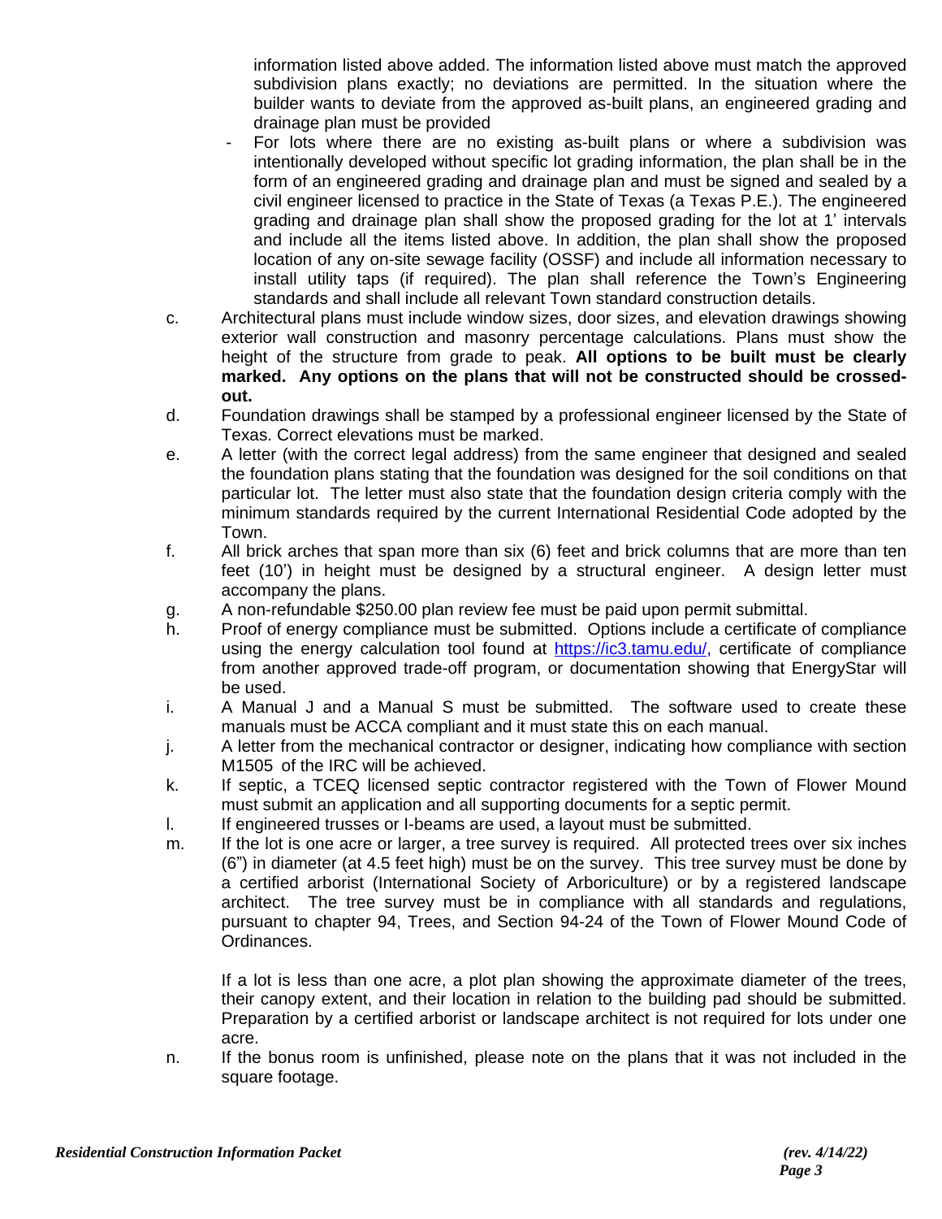information listed above added. The information listed above must match the approved subdivision plans exactly; no deviations are permitted. In the situation where the builder wants to deviate from the approved as-built plans, an engineered grading and drainage plan must be provided

- For lots where there are no existing as-built plans or where a subdivision was intentionally developed without specific lot grading information, the plan shall be in the form of an engineered grading and drainage plan and must be signed and sealed by a civil engineer licensed to practice in the State of Texas (a Texas P.E.). The engineered grading and drainage plan shall show the proposed grading for the lot at 1' intervals and include all the items listed above. In addition, the plan shall show the proposed location of any on-site sewage facility (OSSF) and include all information necessary to install utility taps (if required). The plan shall reference the Town's Engineering standards and shall include all relevant Town standard construction details.

c. Architectural plans must include window sizes, door sizes, and elevation drawings showing exterior wall construction and masonry percentage calculations. Plans must show the height of the structure from grade to peak. **All options to be built must be clearly marked. Any options on the plans that will not be constructed should be crossed-out.**

d. Foundation drawings shall be stamped by a professional engineer licensed by the State of Texas. Correct elevations must be marked.

e. A letter (with the correct legal address) from the same engineer that designed and sealed the foundation plans stating that the foundation was designed for the soil conditions on that particular lot. The letter must also state that the foundation design criteria comply with the minimum standards required by the current International Residential Code adopted by the Town.

f. All brick arches that span more than six (6) feet and brick columns that are more than ten feet (10') in height must be designed by a structural engineer. A design letter must accompany the plans.

g. A non-refundable $250.00 plan review fee must be paid upon permit submittal.

h. Proof of energy compliance must be submitted. Options include a certificate of compliance using the energy calculation tool found at https://ic3.tamu.edu/, certificate of compliance from another approved trade-off program, or documentation showing that EnergyStar will be used.

i. A Manual J and a Manual S must be submitted. The software used to create these manuals must be ACCA compliant and it must state this on each manual.

j. A letter from the mechanical contractor or designer, indicating how compliance with section M1505 of the IRC will be achieved.

k. If septic, a TCEQ licensed septic contractor registered with the Town of Flower Mound must submit an application and all supporting documents for a septic permit.

l. If engineered trusses or I-beams are used, a layout must be submitted.

m. If the lot is one acre or larger, a tree survey is required. All protected trees over six inches (6") in diameter (at 4.5 feet high) must be on the survey. This tree survey must be done by a certified arborist (International Society of Arboriculture) or by a registered landscape architect. The tree survey must be in compliance with all standards and regulations, pursuant to chapter 94, Trees, and Section 94-24 of the Town of Flower Mound Code of Ordinances.

   If a lot is less than one acre, a plot plan showing the approximate diameter of the trees, their canopy extent, and their location in relation to the building pad should be submitted. Preparation by a certified arborist or landscape architect is not required for lots under one acre.

n. If the bonus room is unfinished, please note on the plans that it was not included in the square footage.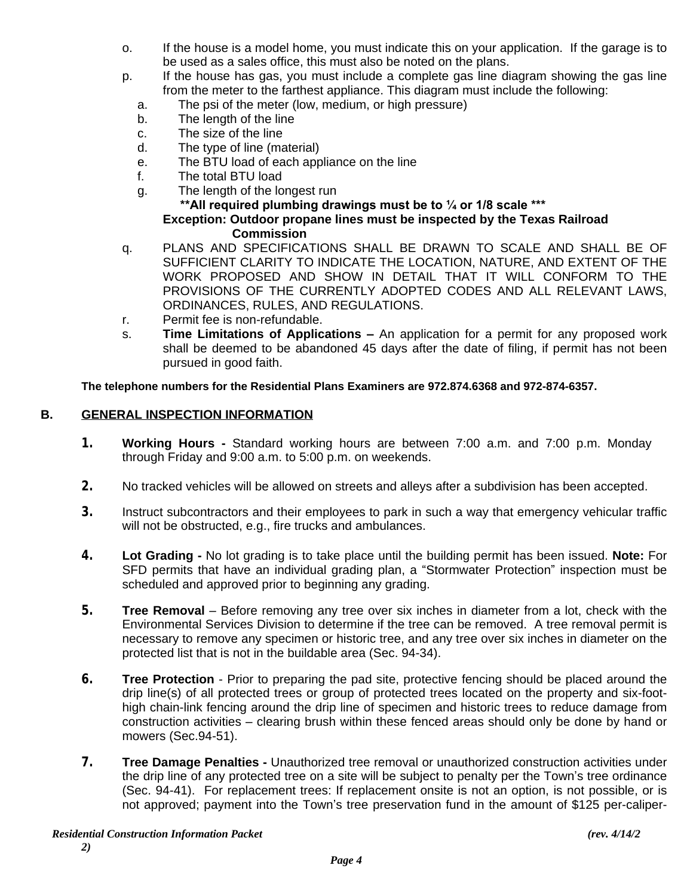o. If the house is a model home, you must indicate this on your application. If the garage is to be used as a sales office, this must also be noted on the plans.

p. If the house has gas, you must include a complete gas line diagram showing the gas line from the meter to the farthest appliance. This diagram must include the following:
   - a. The psi of the meter (low, medium, or high pressure)
   - b. The length of the line
   - c. The size of the line
   - d. The type of line (material)
   - e. The BTU load of each appliance on the line
   - f. The total BTU load
   - g. The length of the longest run

   **\*\*All required plumbing drawings must be to ¼ or 1/8 scale \*\*\***

   **Exception: Outdoor propane lines must be inspected by the Texas Railroad Commission**

q. PLANS AND SPECIFICATIONS SHALL BE DRAWN TO SCALE AND SHALL BE OF SUFFICIENT CLARITY TO INDICATE THE LOCATION, NATURE, AND EXTENT OF THE WORK PROPOSED AND SHOW IN DETAIL THAT IT WILL CONFORM TO THE PROVISIONS OF THE CURRENTLY ADOPTED CODES AND ALL RELEVANT LAWS, ORDINANCES, RULES, AND REGULATIONS.

r. Permit fee is non-refundable.

s. **Time Limitations of Applications –** An application for a permit for any proposed work shall be deemed to be abandoned 45 days after the date of filing, if permit has not been pursued in good faith.

**The telephone numbers for the Residential Plans Examiners are 972.874.6368 and 972-874-6357.**

## B. GENERAL INSPECTION INFORMATION

1. **Working Hours -** Standard working hours are between 7:00 a.m. and 7:00 p.m. Monday through Friday and 9:00 a.m. to 5:00 p.m. on weekends.

2. No tracked vehicles will be allowed on streets and alleys after a subdivision has been accepted.

3. Instruct subcontractors and their employees to park in such a way that emergency vehicular traffic will not be obstructed, e.g., fire trucks and ambulances.

4. **Lot Grading -** No lot grading is to take place until the building permit has been issued. **Note:** For SFD permits that have an individual grading plan, a "Stormwater Protection" inspection must be scheduled and approved prior to beginning any grading.

5. **Tree Removal** – Before removing any tree over six inches in diameter from a lot, check with the Environmental Services Division to determine if the tree can be removed. A tree removal permit is necessary to remove any specimen or historic tree, and any tree over six inches in diameter on the protected list that is not in the buildable area (Sec. 94-34).

6. **Tree Protection** - Prior to preparing the pad site, protective fencing should be placed around the drip line(s) of all protected trees or group of protected trees located on the property and six-foot-high chain-link fencing around the drip line of specimen and historic trees to reduce damage from construction activities – clearing brush within these fenced areas should only be done by hand or mowers (Sec.94-51).

7. **Tree Damage Penalties -** Unauthorized tree removal or unauthorized construction activities under the drip line of any protected tree on a site will be subject to penalty per the Town's tree ordinance (Sec. 94-41). For replacement trees: If replacement onsite is not an option, is not possible, or is not approved; payment into the Town's tree preservation fund in the amount of $125 per-caliper-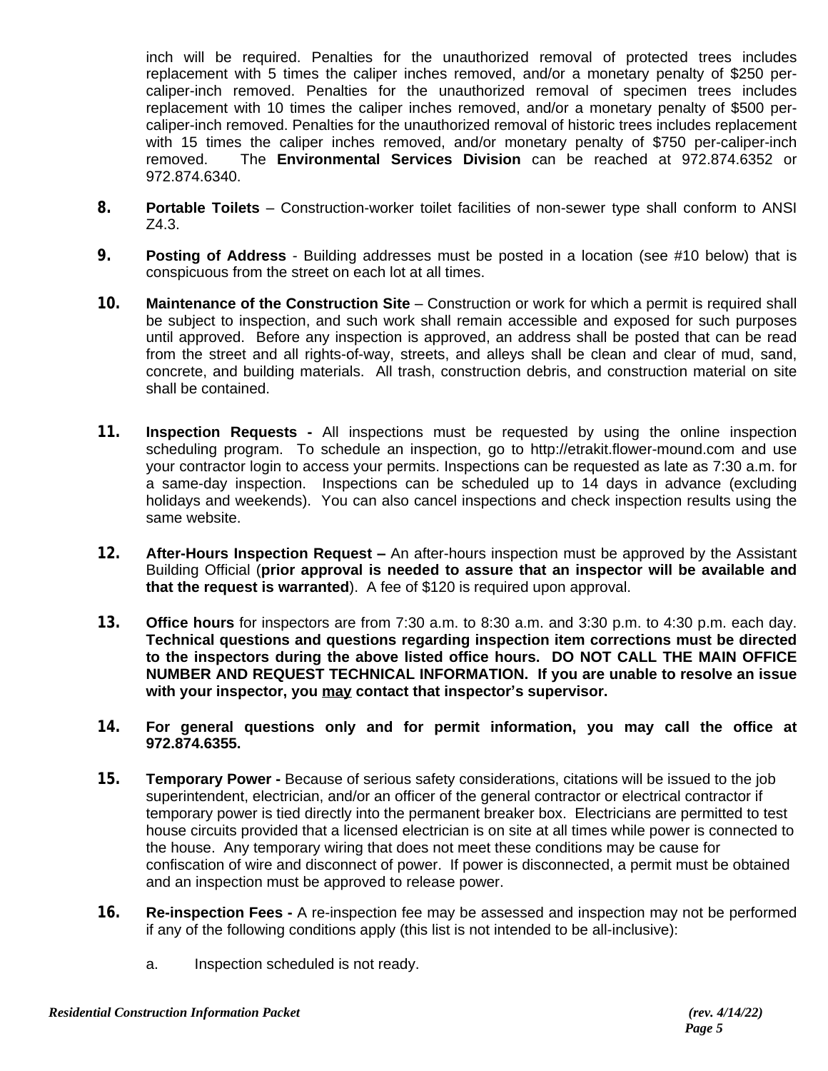inch will be required. Penalties for the unauthorized removal of protected trees includes replacement with 5 times the caliper inches removed, and/or a monetary penalty of $250 per-caliper-inch removed. Penalties for the unauthorized removal of specimen trees includes replacement with 10 times the caliper inches removed, and/or a monetary penalty of $500 per-caliper-inch removed. Penalties for the unauthorized removal of historic trees includes replacement with 15 times the caliper inches removed, and/or monetary penalty of $750 per-caliper-inch removed. The **Environmental Services Division** can be reached at 972.874.6352 or 972.874.6340.

8. **Portable Toilets** – Construction-worker toilet facilities of non-sewer type shall conform to ANSI Z4.3.

9. **Posting of Address** - Building addresses must be posted in a location (see #10 below) that is conspicuous from the street on each lot at all times.

10. **Maintenance of the Construction Site** – Construction or work for which a permit is required shall be subject to inspection, and such work shall remain accessible and exposed for such purposes until approved. Before any inspection is approved, an address shall be posted that can be read from the street and all rights-of-way, streets, and alleys shall be clean and clear of mud, sand, concrete, and building materials. All trash, construction debris, and construction material on site shall be contained.

11. **Inspection Requests -** All inspections must be requested by using the online inspection scheduling program. To schedule an inspection, go to http://etrakit.flower-mound.com and use your contractor login to access your permits. Inspections can be requested as late as 7:30 a.m. for a same-day inspection. Inspections can be scheduled up to 14 days in advance (excluding holidays and weekends). You can also cancel inspections and check inspection results using the same website.

12. **After-Hours Inspection Request –** An after-hours inspection must be approved by the Assistant Building Official (**prior approval is needed to assure that an inspector will be available and that the request is warranted**). A fee of $120 is required upon approval.

13. **Office hours** for inspectors are from 7:30 a.m. to 8:30 a.m. and 3:30 p.m. to 4:30 p.m. each day. **Technical questions and questions regarding inspection item corrections must be directed to the inspectors during the above listed office hours. DO NOT CALL THE MAIN OFFICE NUMBER AND REQUEST TECHNICAL INFORMATION. If you are unable to resolve an issue with your inspector, you <u>may</u> contact that inspector's supervisor.**

14. **For general questions only and for permit information, you may call the office at 972.874.6355.**

15. **Temporary Power -** Because of serious safety considerations, citations will be issued to the job superintendent, electrician, and/or an officer of the general contractor or electrical contractor if temporary power is tied directly into the permanent breaker box. Electricians are permitted to test house circuits provided that a licensed electrician is on site at all times while power is connected to the house. Any temporary wiring that does not meet these conditions may be cause for confiscation of wire and disconnect of power. If power is disconnected, a permit must be obtained and an inspection must be approved to release power.

16. **Re-inspection Fees -** A re-inspection fee may be assessed and inspection may not be performed if any of the following conditions apply (this list is not intended to be all-inclusive):

    a. Inspection scheduled is not ready.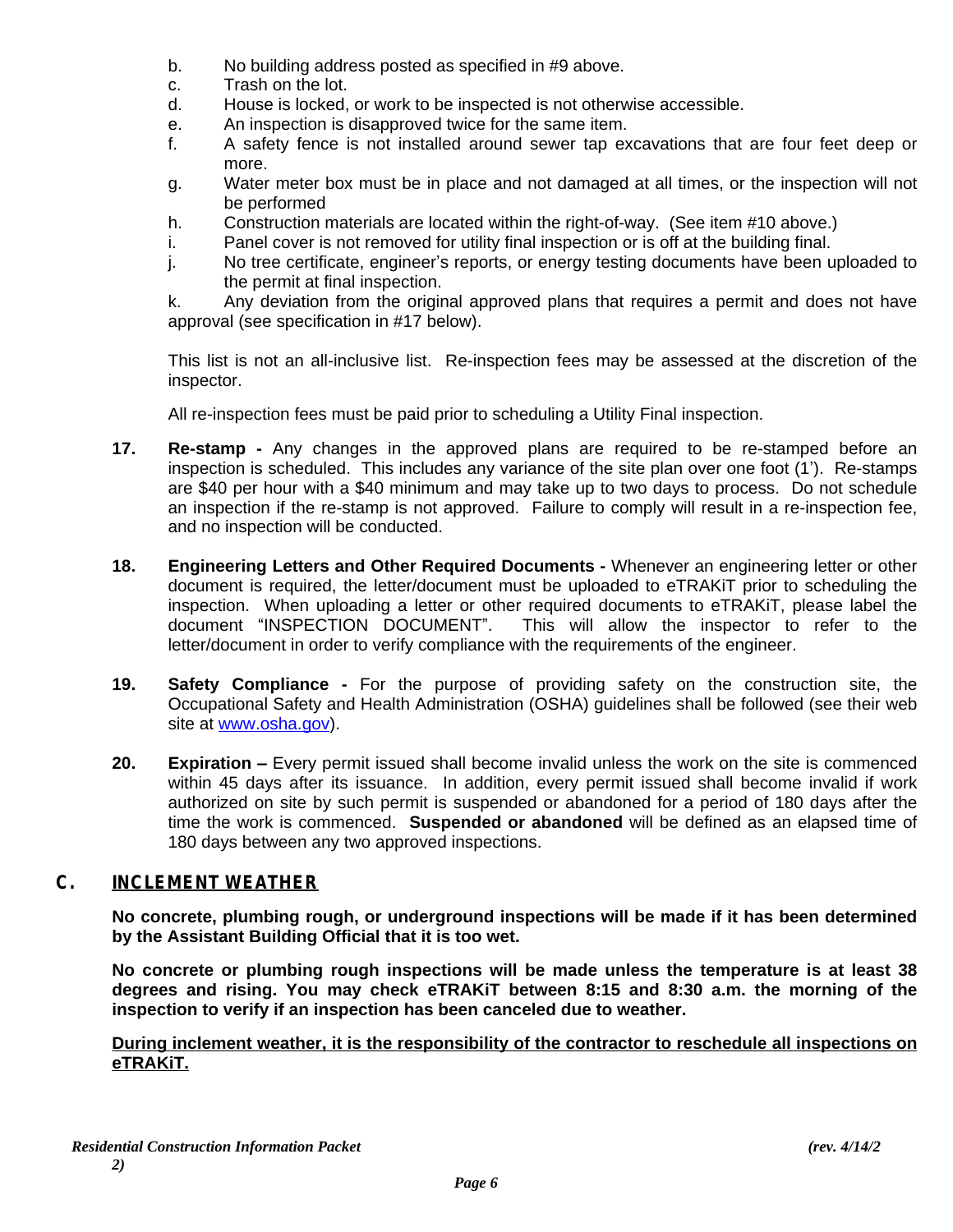b. No building address posted as specified in #9 above.
c. Trash on the lot.
d. House is locked, or work to be inspected is not otherwise accessible.
e. An inspection is disapproved twice for the same item.
f. A safety fence is not installed around sewer tap excavations that are four feet deep or more.
g. Water meter box must be in place and not damaged at all times, or the inspection will not be performed
h. Construction materials are located within the right-of-way. (See item #10 above.)
i. Panel cover is not removed for utility final inspection or is off at the building final.
j. No tree certificate, engineer's reports, or energy testing documents have been uploaded to the permit at final inspection.
k. Any deviation from the original approved plans that requires a permit and does not have approval (see specification in #17 below).

This list is not an all-inclusive list. Re-inspection fees may be assessed at the discretion of the inspector.

All re-inspection fees must be paid prior to scheduling a Utility Final inspection.

17. **Re-stamp -** Any changes in the approved plans are required to be re-stamped before an inspection is scheduled. This includes any variance of the site plan over one foot (1'). Re-stamps are $40 per hour with a $40 minimum and may take up to two days to process. Do not schedule an inspection if the re-stamp is not approved. Failure to comply will result in a re-inspection fee, and no inspection will be conducted.

18. **Engineering Letters and Other Required Documents -** Whenever an engineering letter or other document is required, the letter/document must be uploaded to eTRAKiT prior to scheduling the inspection. When uploading a letter or other required documents to eTRAKiT, please label the document "INSPECTION DOCUMENT". This will allow the inspector to refer to the letter/document in order to verify compliance with the requirements of the engineer.

19. **Safety Compliance -** For the purpose of providing safety on the construction site, the Occupational Safety and Health Administration (OSHA) guidelines shall be followed (see their web site at www.osha.gov).

20. **Expiration –** Every permit issued shall become invalid unless the work on the site is commenced within 45 days after its issuance. In addition, every permit issued shall become invalid if work authorized on site by such permit is suspended or abandoned for a period of 180 days after the time the work is commenced. **Suspended or abandoned** will be defined as an elapsed time of 180 days between any two approved inspections.

## C. INCLEMENT WEATHER

**No concrete, plumbing rough, or underground inspections will be made if it has been determined by the Assistant Building Official that it is too wet.**

**No concrete or plumbing rough inspections will be made unless the temperature is at least 38 degrees and rising. You may check eTRAKiT between 8:15 and 8:30 a.m. the morning of the inspection to verify if an inspection has been canceled due to weather.**

**During inclement weather, it is the responsibility of the contractor to reschedule all inspections on eTRAKiT.**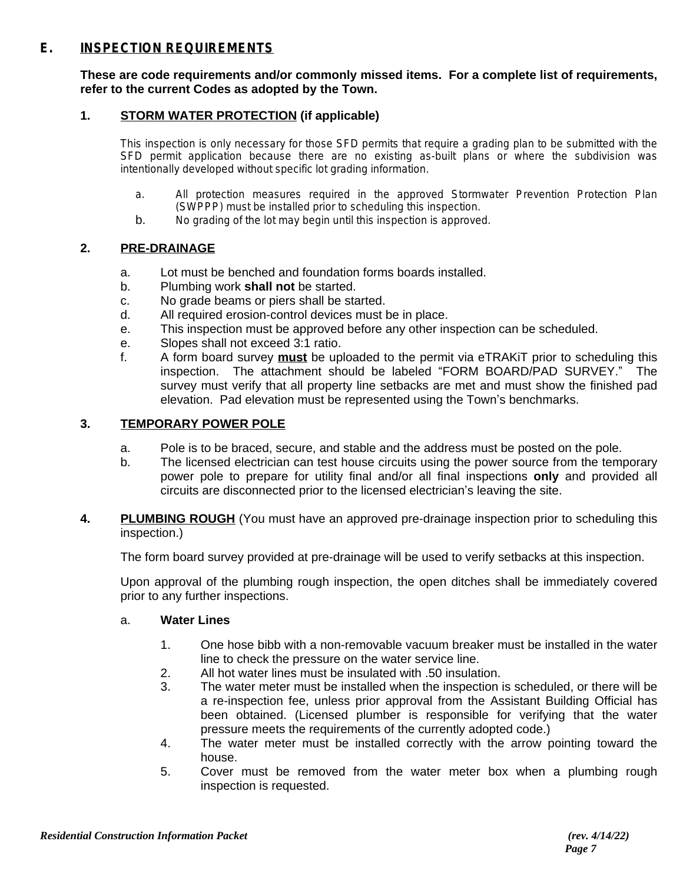## E. INSPECTION REQUIREMENTS

**These are code requirements and/or commonly missed items. For a complete list of requirements, refer to the current Codes as adopted by the Town.**

### 1. STORM WATER PROTECTION (if applicable)

This inspection is only necessary for those SFD permits that require a grading plan to be submitted with the SFD permit application because there are no existing as-built plans or where the subdivision was intentionally developed without specific lot grading information.

a. All protection measures required in the approved Stormwater Prevention Protection Plan (SWPPP) must be installed prior to scheduling this inspection.
b. No grading of the lot may begin until this inspection is approved.

### 2. PRE-DRAINAGE

a. Lot must be benched and foundation forms boards installed.
b. Plumbing work **shall not** be started.
c. No grade beams or piers shall be started.
d. All required erosion-control devices must be in place.
e. This inspection must be approved before any other inspection can be scheduled.
e. Slopes shall not exceed 3:1 ratio.
f. A form board survey **must** be uploaded to the permit via eTRAKiT prior to scheduling this inspection. The attachment should be labeled "FORM BOARD/PAD SURVEY." The survey must verify that all property line setbacks are met and must show the finished pad elevation. Pad elevation must be represented using the Town's benchmarks.

### 3. TEMPORARY POWER POLE

a. Pole is to be braced, secure, and stable and the address must be posted on the pole.
b. The licensed electrician can test house circuits using the power source from the temporary power pole to prepare for utility final and/or all final inspections **only** and provided all circuits are disconnected prior to the licensed electrician's leaving the site.

### 4. PLUMBING ROUGH (You must have an approved pre-drainage inspection prior to scheduling this inspection.)

The form board survey provided at pre-drainage will be used to verify setbacks at this inspection.

Upon approval of the plumbing rough inspection, the open ditches shall be immediately covered prior to any further inspections.

a. **Water Lines**

1. One hose bibb with a non-removable vacuum breaker must be installed in the water line to check the pressure on the water service line.
2. All hot water lines must be insulated with .50 insulation.
3. The water meter must be installed when the inspection is scheduled, or there will be a re-inspection fee, unless prior approval from the Assistant Building Official has been obtained. (Licensed plumber is responsible for verifying that the water pressure meets the requirements of the currently adopted code.)
4. The water meter must be installed correctly with the arrow pointing toward the house.
5. Cover must be removed from the water meter box when a plumbing rough inspection is requested.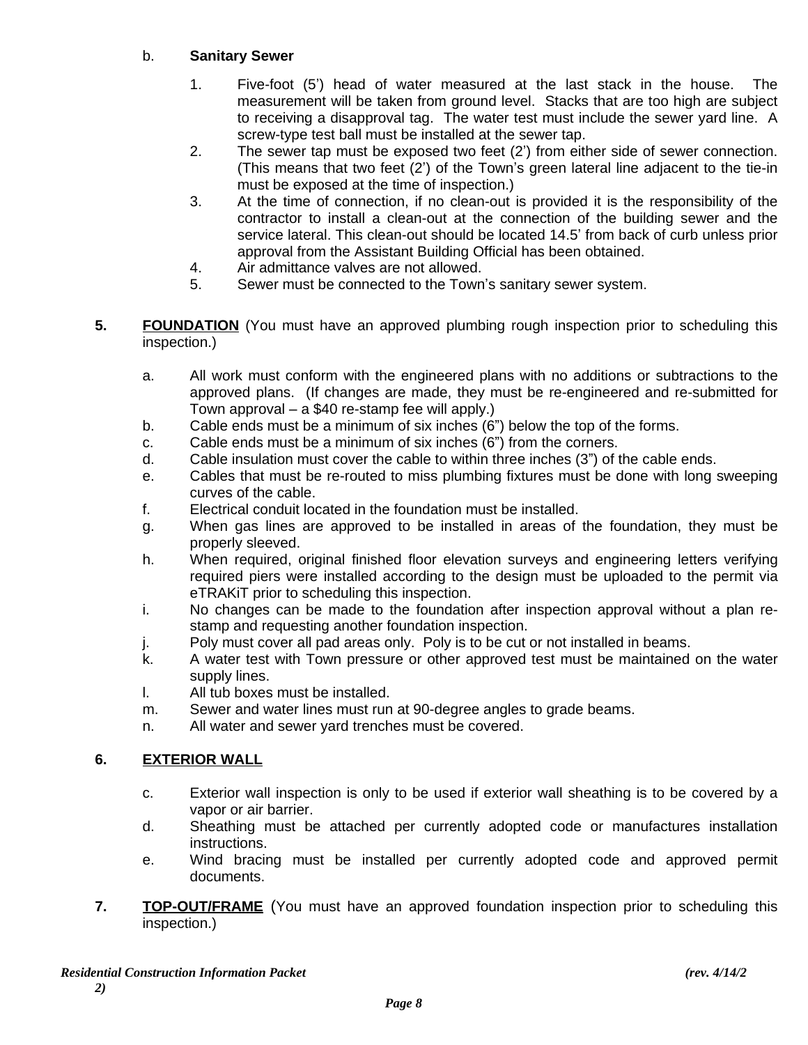b. **Sanitary Sewer**

1. Five-foot (5') head of water measured at the last stack in the house. The measurement will be taken from ground level. Stacks that are too high are subject to receiving a disapproval tag. The water test must include the sewer yard line. A screw-type test ball must be installed at the sewer tap.
2. The sewer tap must be exposed two feet (2') from either side of sewer connection. (This means that two feet (2') of the Town's green lateral line adjacent to the tie-in must be exposed at the time of inspection.)
3. At the time of connection, if no clean-out is provided it is the responsibility of the contractor to install a clean-out at the connection of the building sewer and the service lateral. This clean-out should be located 14.5' from back of curb unless prior approval from the Assistant Building Official has been obtained.
4. Air admittance valves are not allowed.
5. Sewer must be connected to the Town's sanitary sewer system.

**5. FOUNDATION** (You must have an approved plumbing rough inspection prior to scheduling this inspection.)

a. All work must conform with the engineered plans with no additions or subtractions to the approved plans. (If changes are made, they must be re-engineered and re-submitted for Town approval – a $40 re-stamp fee will apply.)
b. Cable ends must be a minimum of six inches (6") below the top of the forms.
c. Cable ends must be a minimum of six inches (6") from the corners.
d. Cable insulation must cover the cable to within three inches (3") of the cable ends.
e. Cables that must be re-routed to miss plumbing fixtures must be done with long sweeping curves of the cable.
f. Electrical conduit located in the foundation must be installed.
g. When gas lines are approved to be installed in areas of the foundation, they must be properly sleeved.
h. When required, original finished floor elevation surveys and engineering letters verifying required piers were installed according to the design must be uploaded to the permit via eTRAKiT prior to scheduling this inspection.
i. No changes can be made to the foundation after inspection approval without a plan re-stamp and requesting another foundation inspection.
j. Poly must cover all pad areas only. Poly is to be cut or not installed in beams.
k. A water test with Town pressure or other approved test must be maintained on the water supply lines.
l. All tub boxes must be installed.
m. Sewer and water lines must run at 90-degree angles to grade beams.
n. All water and sewer yard trenches must be covered.

**6. EXTERIOR WALL**

c. Exterior wall inspection is only to be used if exterior wall sheathing is to be covered by a vapor or air barrier.
d. Sheathing must be attached per currently adopted code or manufactures installation instructions.
e. Wind bracing must be installed per currently adopted code and approved permit documents.

**7. TOP-OUT/FRAME** (You must have an approved foundation inspection prior to scheduling this inspection.)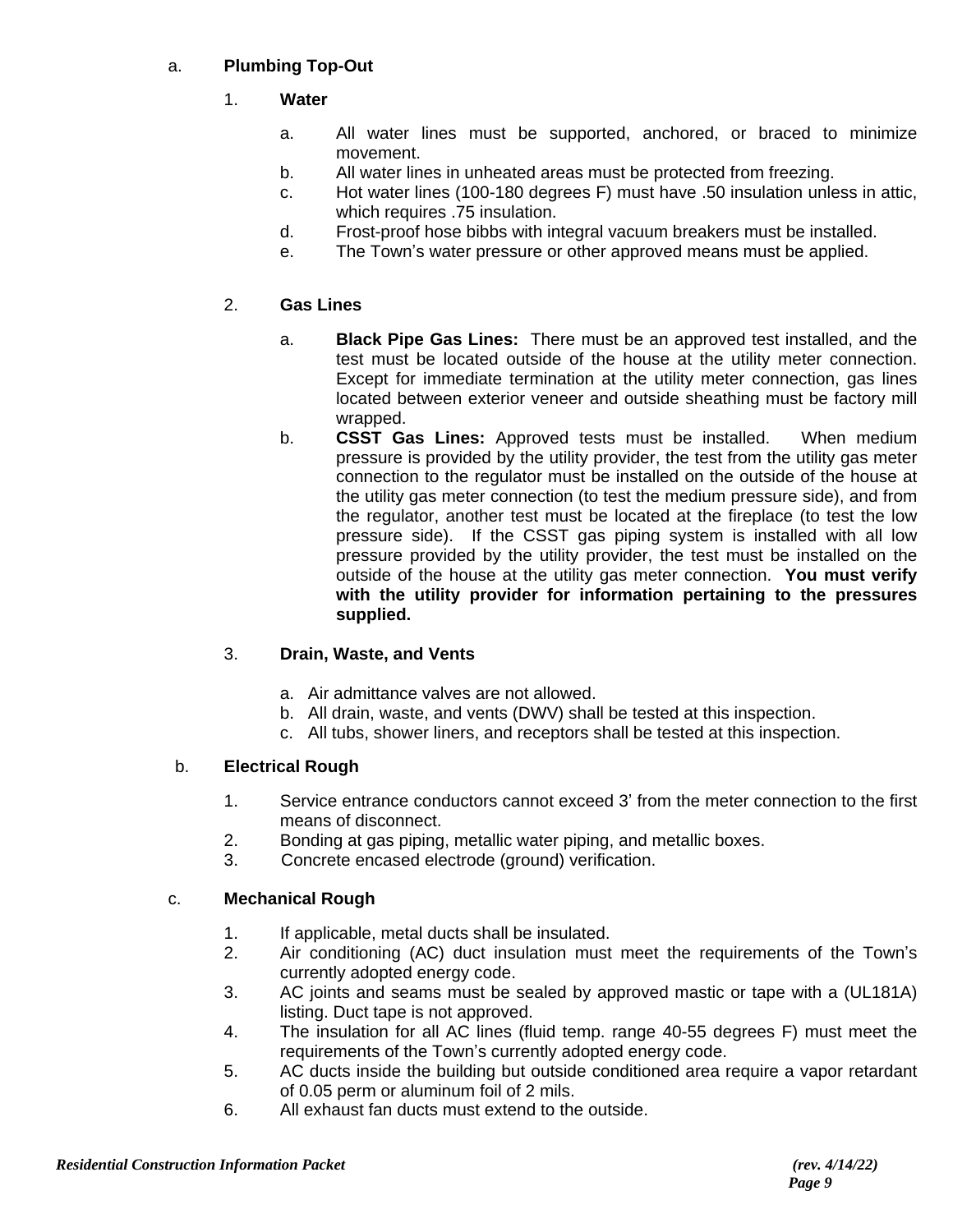a. **Plumbing Top-Out**

1. **Water**

    a. All water lines must be supported, anchored, or braced to minimize movement.
    b. All water lines in unheated areas must be protected from freezing.
    c. Hot water lines (100-180 degrees F) must have .50 insulation unless in attic, which requires .75 insulation.
    d. Frost-proof hose bibbs with integral vacuum breakers must be installed.
    e. The Town's water pressure or other approved means must be applied.

2. **Gas Lines**

    a. **Black Pipe Gas Lines:** There must be an approved test installed, and the test must be located outside of the house at the utility meter connection. Except for immediate termination at the utility meter connection, gas lines located between exterior veneer and outside sheathing must be factory mill wrapped.
    b. **CSST Gas Lines:** Approved tests must be installed. When medium pressure is provided by the utility provider, the test from the utility gas meter connection to the regulator must be installed on the outside of the house at the utility gas meter connection (to test the medium pressure side), and from the regulator, another test must be located at the fireplace (to test the low pressure side). If the CSST gas piping system is installed with all low pressure provided by the utility provider, the test must be installed on the outside of the house at the utility gas meter connection. **You must verify with the utility provider for information pertaining to the pressures supplied.**

3. **Drain, Waste, and Vents**

    a. Air admittance valves are not allowed.
    b. All drain, waste, and vents (DWV) shall be tested at this inspection.
    c. All tubs, shower liners, and receptors shall be tested at this inspection.

b. **Electrical Rough**

1. Service entrance conductors cannot exceed 3' from the meter connection to the first means of disconnect.
2. Bonding at gas piping, metallic water piping, and metallic boxes.
3. Concrete encased electrode (ground) verification.

c. **Mechanical Rough**

1. If applicable, metal ducts shall be insulated.
2. Air conditioning (AC) duct insulation must meet the requirements of the Town's currently adopted energy code.
3. AC joints and seams must be sealed by approved mastic or tape with a (UL181A) listing. Duct tape is not approved.
4. The insulation for all AC lines (fluid temp. range 40-55 degrees F) must meet the requirements of the Town's currently adopted energy code.
5. AC ducts inside the building but outside conditioned area require a vapor retardant of 0.05 perm or aluminum foil of 2 mils.
6. All exhaust fan ducts must extend to the outside.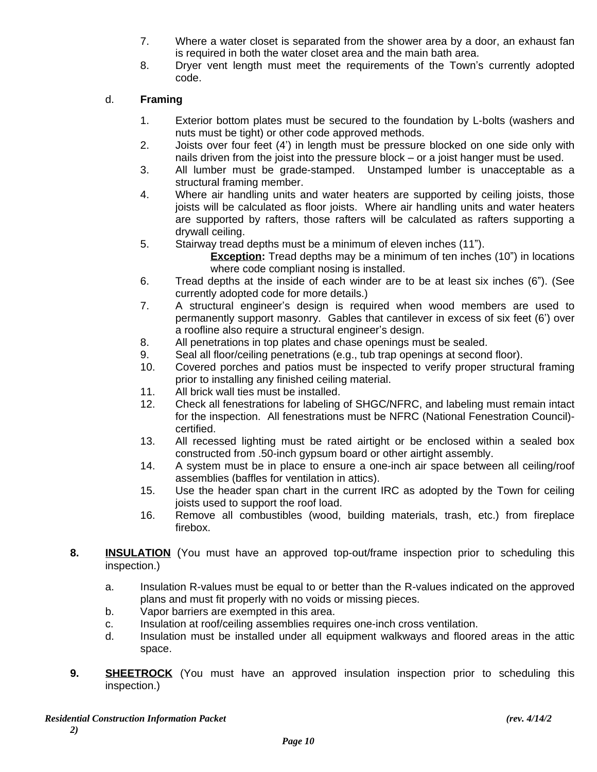7. Where a water closet is separated from the shower area by a door, an exhaust fan is required in both the water closet area and the main bath area.
8. Dryer vent length must meet the requirements of the Town's currently adopted code.

d. **Framing**

1. Exterior bottom plates must be secured to the foundation by L-bolts (washers and nuts must be tight) or other code approved methods.
2. Joists over four feet (4') in length must be pressure blocked on one side only with nails driven from the joist into the pressure block – or a joist hanger must be used.
3. All lumber must be grade-stamped. Unstamped lumber is unacceptable as a structural framing member.
4. Where air handling units and water heaters are supported by ceiling joists, those joists will be calculated as floor joists. Where air handling units and water heaters are supported by rafters, those rafters will be calculated as rafters supporting a drywall ceiling.
5. Stairway tread depths must be a minimum of eleven inches (11").

   **Exception:** Tread depths may be a minimum of ten inches (10") in locations where code compliant nosing is installed.
6. Tread depths at the inside of each winder are to be at least six inches (6"). (See currently adopted code for more details.)
7. A structural engineer's design is required when wood members are used to permanently support masonry. Gables that cantilever in excess of six feet (6') over a roofline also require a structural engineer's design.
8. All penetrations in top plates and chase openings must be sealed.
9. Seal all floor/ceiling penetrations (e.g., tub trap openings at second floor).
10. Covered porches and patios must be inspected to verify proper structural framing prior to installing any finished ceiling material.
11. All brick wall ties must be installed.
12. Check all fenestrations for labeling of SHGC/NFRC, and labeling must remain intact for the inspection. All fenestrations must be NFRC (National Fenestration Council)-certified.
13. All recessed lighting must be rated airtight or be enclosed within a sealed box constructed from .50-inch gypsum board or other airtight assembly.
14. A system must be in place to ensure a one-inch air space between all ceiling/roof assemblies (baffles for ventilation in attics).
15. Use the header span chart in the current IRC as adopted by the Town for ceiling joists used to support the roof load.
16. Remove all combustibles (wood, building materials, trash, etc.) from fireplace firebox.

**8. INSULATION** (You must have an approved top-out/frame inspection prior to scheduling this inspection.)

a. Insulation R-values must be equal to or better than the R-values indicated on the approved plans and must fit properly with no voids or missing pieces.
b. Vapor barriers are exempted in this area.
c. Insulation at roof/ceiling assemblies requires one-inch cross ventilation.
d. Insulation must be installed under all equipment walkways and floored areas in the attic space.

**9. SHEETROCK** (You must have an approved insulation inspection prior to scheduling this inspection.)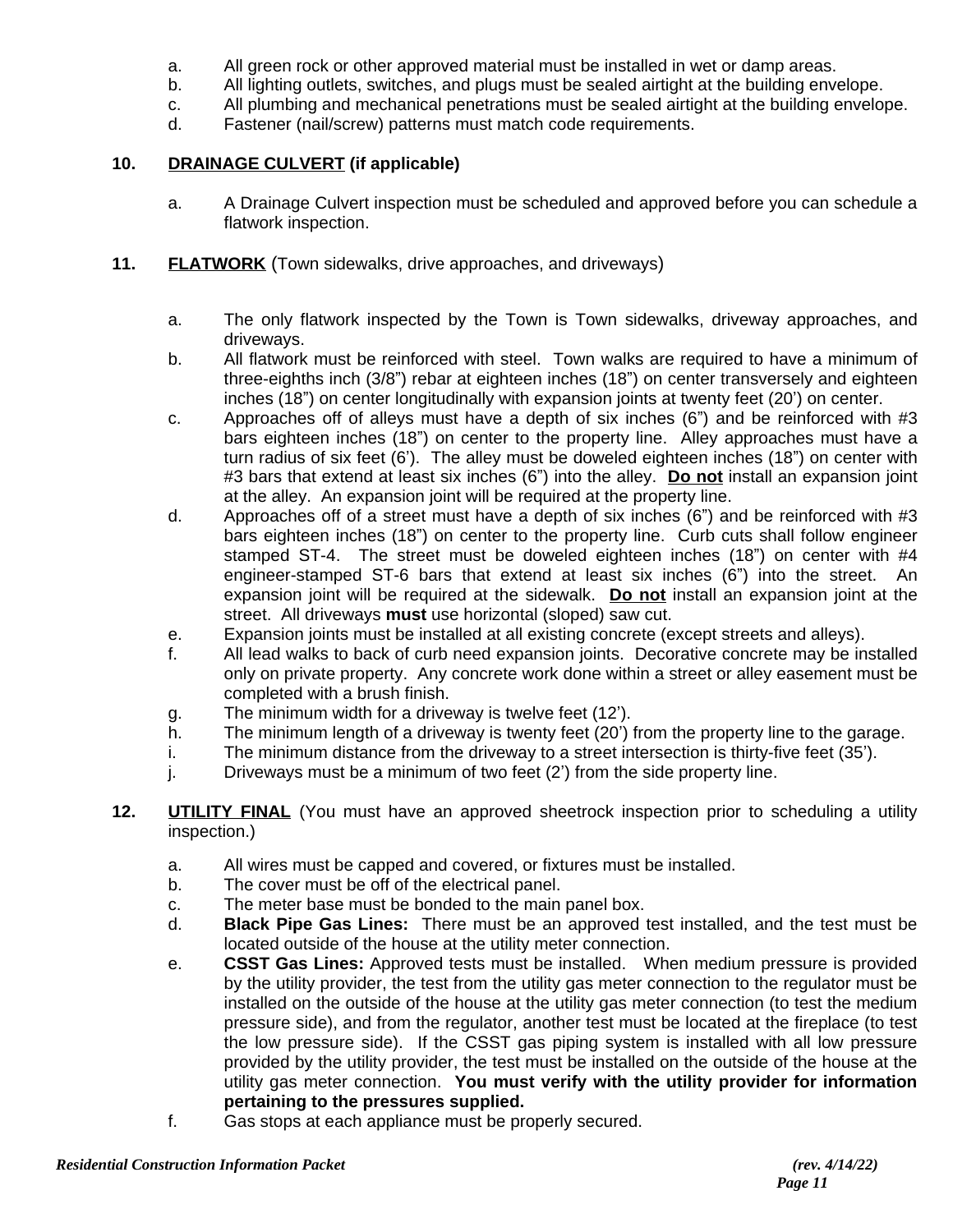a. All green rock or other approved material must be installed in wet or damp areas.
b. All lighting outlets, switches, and plugs must be sealed airtight at the building envelope.
c. All plumbing and mechanical penetrations must be sealed airtight at the building envelope.
d. Fastener (nail/screw) patterns must match code requirements.

**10. <u>DRAINAGE CULVERT</u> (if applicable)**

a. A Drainage Culvert inspection must be scheduled and approved before you can schedule a flatwork inspection.

**11. <u>FLATWORK</u>** (Town sidewalks, drive approaches, and driveways)

a. The only flatwork inspected by the Town is Town sidewalks, driveway approaches, and driveways.
b. All flatwork must be reinforced with steel. Town walks are required to have a minimum of three-eighths inch (3/8") rebar at eighteen inches (18") on center transversely and eighteen inches (18") on center longitudinally with expansion joints at twenty feet (20') on center.
c. Approaches off of alleys must have a depth of six inches (6") and be reinforced with #3 bars eighteen inches (18") on center to the property line. Alley approaches must have a turn radius of six feet (6'). The alley must be doweled eighteen inches (18") on center with #3 bars that extend at least six inches (6") into the alley. **<u>Do not</u>** install an expansion joint at the alley. An expansion joint will be required at the property line.
d. Approaches off of a street must have a depth of six inches (6") and be reinforced with #3 bars eighteen inches (18") on center to the property line. Curb cuts shall follow engineer stamped ST-4. The street must be doweled eighteen inches (18") on center with #4 engineer-stamped ST-6 bars that extend at least six inches (6") into the street. An expansion joint will be required at the sidewalk. **<u>Do not</u>** install an expansion joint at the street. All driveways **must** use horizontal (sloped) saw cut.
e. Expansion joints must be installed at all existing concrete (except streets and alleys).
f. All lead walks to back of curb need expansion joints. Decorative concrete may be installed only on private property. Any concrete work done within a street or alley easement must be completed with a brush finish.
g. The minimum width for a driveway is twelve feet (12').
h. The minimum length of a driveway is twenty feet (20') from the property line to the garage.
i. The minimum distance from the driveway to a street intersection is thirty-five feet (35').
j. Driveways must be a minimum of two feet (2') from the side property line.

**12. <u>UTILITY FINAL</u>** (You must have an approved sheetrock inspection prior to scheduling a utility inspection.)

a. All wires must be capped and covered, or fixtures must be installed.
b. The cover must be off of the electrical panel.
c. The meter base must be bonded to the main panel box.
d. **Black Pipe Gas Lines:** There must be an approved test installed, and the test must be located outside of the house at the utility meter connection.
e. **CSST Gas Lines:** Approved tests must be installed. When medium pressure is provided by the utility provider, the test from the utility gas meter connection to the regulator must be installed on the outside of the house at the utility gas meter connection (to test the medium pressure side), and from the regulator, another test must be located at the fireplace (to test the low pressure side). If the CSST gas piping system is installed with all low pressure provided by the utility provider, the test must be installed on the outside of the house at the utility gas meter connection. **You must verify with the utility provider for information pertaining to the pressures supplied.**
f. Gas stops at each appliance must be properly secured.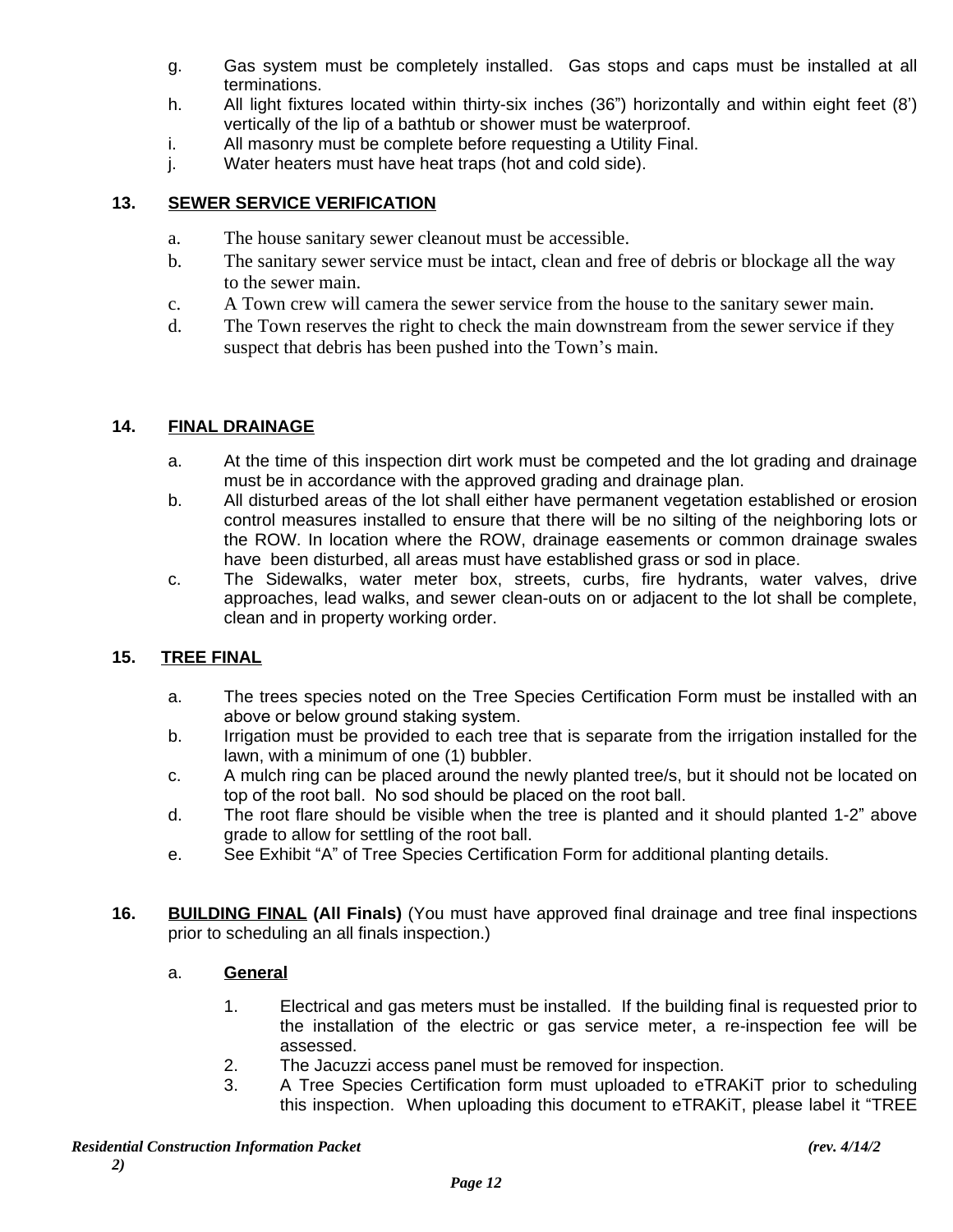g. Gas system must be completely installed. Gas stops and caps must be installed at all terminations.

h. All light fixtures located within thirty-six inches (36") horizontally and within eight feet (8') vertically of the lip of a bathtub or shower must be waterproof.

i. All masonry must be complete before requesting a Utility Final.

j. Water heaters must have heat traps (hot and cold side).

**13. SEWER SERVICE VERIFICATION**

a. The house sanitary sewer cleanout must be accessible.

b. The sanitary sewer service must be intact, clean and free of debris or blockage all the way to the sewer main.

c. A Town crew will camera the sewer service from the house to the sanitary sewer main.

d. The Town reserves the right to check the main downstream from the sewer service if they suspect that debris has been pushed into the Town's main.

**14. FINAL DRAINAGE**

a. At the time of this inspection dirt work must be competed and the lot grading and drainage must be in accordance with the approved grading and drainage plan.

b. All disturbed areas of the lot shall either have permanent vegetation established or erosion control measures installed to ensure that there will be no silting of the neighboring lots or the ROW. In location where the ROW, drainage easements or common drainage swales have been disturbed, all areas must have established grass or sod in place.

c. The Sidewalks, water meter box, streets, curbs, fire hydrants, water valves, drive approaches, lead walks, and sewer clean-outs on or adjacent to the lot shall be complete, clean and in property working order.

**15. TREE FINAL**

a. The trees species noted on the Tree Species Certification Form must be installed with an above or below ground staking system.

b. Irrigation must be provided to each tree that is separate from the irrigation installed for the lawn, with a minimum of one (1) bubbler.

c. A mulch ring can be placed around the newly planted tree/s, but it should not be located on top of the root ball. No sod should be placed on the root ball.

d. The root flare should be visible when the tree is planted and it should planted 1-2" above grade to allow for settling of the root ball.

e. See Exhibit "A" of Tree Species Certification Form for additional planting details.

**16. BUILDING FINAL (All Finals)** (You must have approved final drainage and tree final inspections prior to scheduling an all finals inspection.)

a. **General**

1. Electrical and gas meters must be installed. If the building final is requested prior to the installation of the electric or gas service meter, a re-inspection fee will be assessed.
2. The Jacuzzi access panel must be removed for inspection.
3. A Tree Species Certification form must uploaded to eTRAKiT prior to scheduling this inspection. When uploading this document to eTRAKiT, please label it "TREE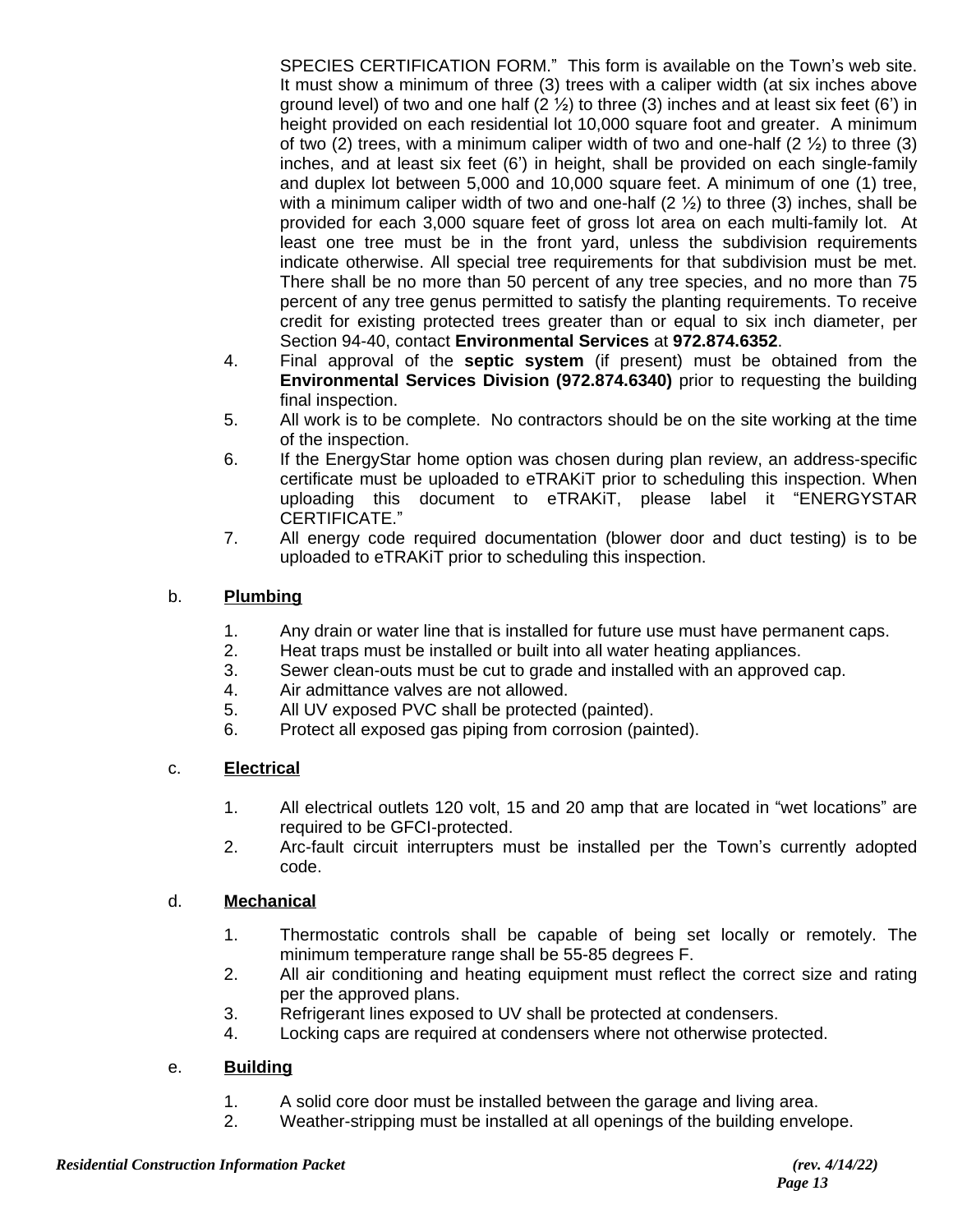SPECIES CERTIFICATION FORM." This form is available on the Town's web site. It must show a minimum of three (3) trees with a caliper width (at six inches above ground level) of two and one half (2 ½) to three (3) inches and at least six feet (6') in height provided on each residential lot 10,000 square foot and greater. A minimum of two (2) trees, with a minimum caliper width of two and one-half (2 ½) to three (3) inches, and at least six feet (6') in height, shall be provided on each single-family and duplex lot between 5,000 and 10,000 square feet. A minimum of one (1) tree, with a minimum caliper width of two and one-half (2 ½) to three (3) inches, shall be provided for each 3,000 square feet of gross lot area on each multi-family lot. At least one tree must be in the front yard, unless the subdivision requirements indicate otherwise. All special tree requirements for that subdivision must be met. There shall be no more than 50 percent of any tree species, and no more than 75 percent of any tree genus permitted to satisfy the planting requirements. To receive credit for existing protected trees greater than or equal to six inch diameter, per Section 94-40, contact **Environmental Services** at **972.874.6352**.

4. Final approval of the **septic system** (if present) must be obtained from the **Environmental Services Division (972.874.6340)** prior to requesting the building final inspection.
5. All work is to be complete. No contractors should be on the site working at the time of the inspection.
6. If the EnergyStar home option was chosen during plan review, an address-specific certificate must be uploaded to eTRAKiT prior to scheduling this inspection. When uploading this document to eTRAKiT, please label it "ENERGYSTAR CERTIFICATE."
7. All energy code required documentation (blower door and duct testing) is to be uploaded to eTRAKiT prior to scheduling this inspection.

b. **Plumbing**

1. Any drain or water line that is installed for future use must have permanent caps.
2. Heat traps must be installed or built into all water heating appliances.
3. Sewer clean-outs must be cut to grade and installed with an approved cap.
4. Air admittance valves are not allowed.
5. All UV exposed PVC shall be protected (painted).
6. Protect all exposed gas piping from corrosion (painted).

c. **Electrical**

1. All electrical outlets 120 volt, 15 and 20 amp that are located in "wet locations" are required to be GFCI-protected.
2. Arc-fault circuit interrupters must be installed per the Town's currently adopted code.

d. **Mechanical**

1. Thermostatic controls shall be capable of being set locally or remotely. The minimum temperature range shall be 55-85 degrees F.
2. All air conditioning and heating equipment must reflect the correct size and rating per the approved plans.
3. Refrigerant lines exposed to UV shall be protected at condensers.
4. Locking caps are required at condensers where not otherwise protected.

e. **Building**

1. A solid core door must be installed between the garage and living area.
2. Weather-stripping must be installed at all openings of the building envelope.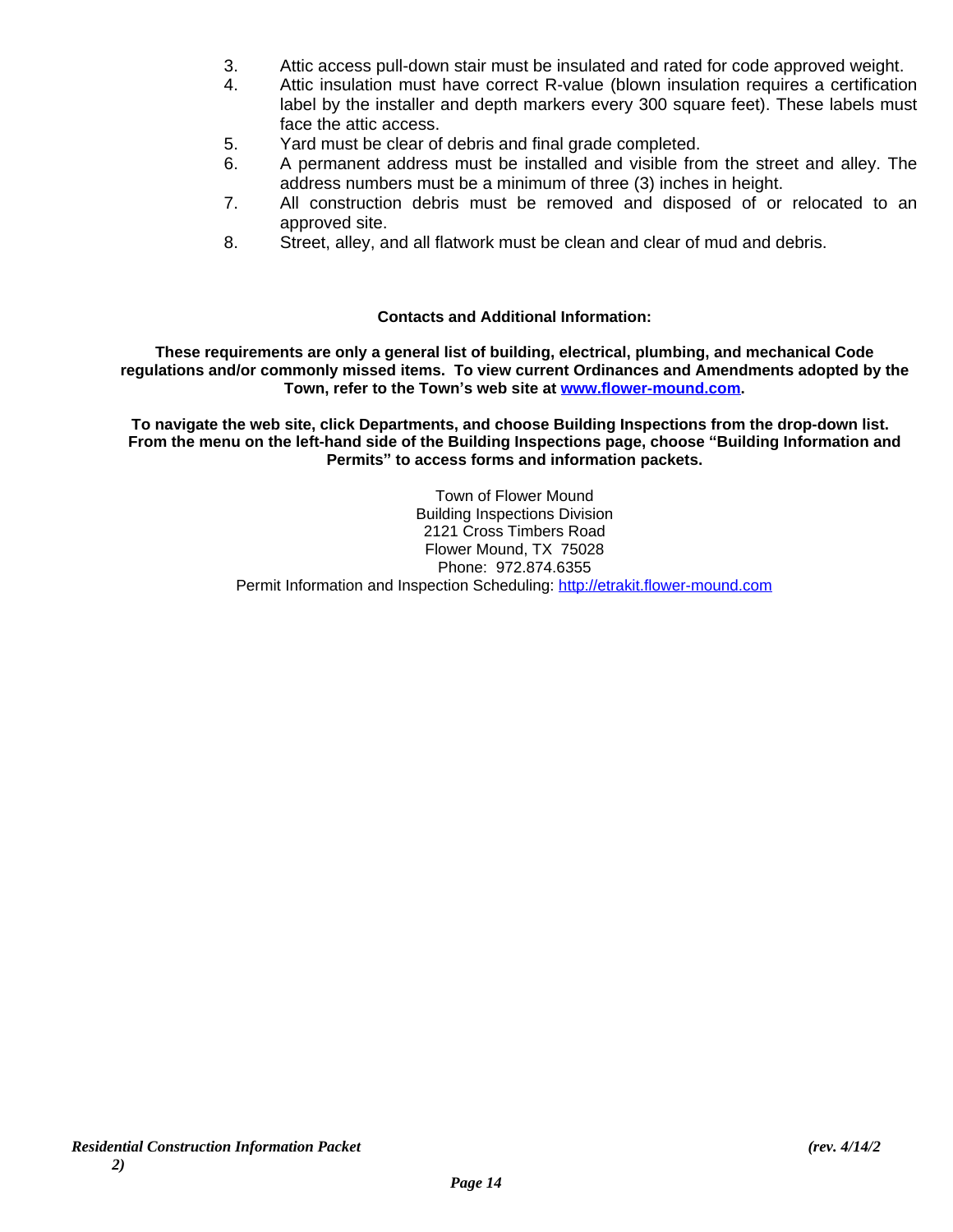3. Attic access pull-down stair must be insulated and rated for code approved weight.
4. Attic insulation must have correct R-value (blown insulation requires a certification label by the installer and depth markers every 300 square feet). These labels must face the attic access.
5. Yard must be clear of debris and final grade completed.
6. A permanent address must be installed and visible from the street and alley. The address numbers must be a minimum of three (3) inches in height.
7. All construction debris must be removed and disposed of or relocated to an approved site.
8. Street, alley, and all flatwork must be clean and clear of mud and debris.

**Contacts and Additional Information:**

**These requirements are only a general list of building, electrical, plumbing, and mechanical Code regulations and/or commonly missed items. To view current Ordinances and Amendments adopted by the Town, refer to the Town's web site at [www.flower-mound.com](http://www.flower-mound.com).**

**To navigate the web site, click Departments, and choose Building Inspections from the drop-down list. From the menu on the left-hand side of the Building Inspections page, choose "Building Information and Permits" to access forms and information packets.**

Town of Flower Mound
Building Inspections Division
2121 Cross Timbers Road
Flower Mound, TX 75028
Phone: 972.874.6355
Permit Information and Inspection Scheduling: [http://etrakit.flower-mound.com](http://etrakit.flower-mound.com)